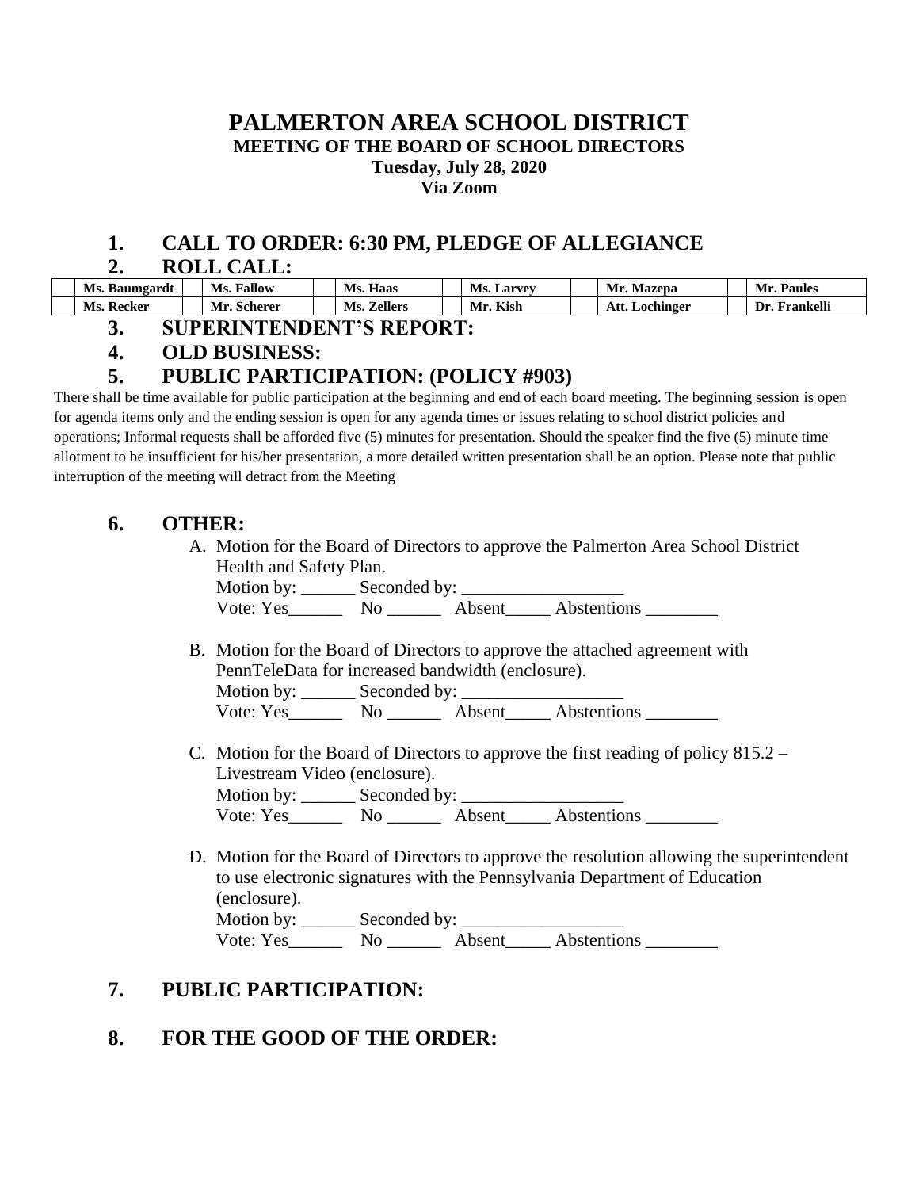# PALMERTON AREA SCHOOL DISTRICT

**MEETING OF THE BOARD OF SCHOOL DIRECTORS**

**Tuesday, July 28, 2020**

**Via Zoom**

## 1. CALL TO ORDER: 6:30 PM, PLEDGE OF ALLEGIANCE

## 2. ROLL CALL:

| | | | | | | | | | | | |
|---|---|---|---|---|---|---|---|---|---|---|---|
| | **Ms. Baumgardt** | | **Ms. Fallow** | | **Ms. Haas** | | **Ms. Larvey** | | **Mr. Mazepa** | | **Mr. Paules** |
| | **Ms. Recker** | | **Mr. Scherer** | | **Ms. Zellers** | | **Mr. Kish** | | **Att. Lochinger** | | **Dr. Frankelli** |

## 3. SUPERINTENDENT'S REPORT:

## 4. OLD BUSINESS:

## 5. PUBLIC PARTICIPATION: (POLICY #903)

There shall be time available for public participation at the beginning and end of each board meeting. The beginning session is open for agenda items only and the ending session is open for any agenda times or issues relating to school district policies and operations; Informal requests shall be afforded five (5) minutes for presentation. Should the speaker find the five (5) minute time allotment to be insufficient for his/her presentation, a more detailed written presentation shall be an option. Please note that public interruption of the meeting will detract from the Meeting

## 6. OTHER:

A. Motion for the Board of Directors to approve the Palmerton Area School District Health and Safety Plan.

Motion by: ______ Seconded by: __________________

Vote: Yes______ No ______ Absent_____ Abstentions ________

B. Motion for the Board of Directors to approve the attached agreement with PennTeleData for increased bandwidth (enclosure).

Motion by: ______ Seconded by: __________________

Vote: Yes______ No ______ Absent_____ Abstentions ________

C. Motion for the Board of Directors to approve the first reading of policy 815.2 – Livestream Video (enclosure).

Motion by: ______ Seconded by: __________________

Vote: Yes______ No ______ Absent_____ Abstentions ________

D. Motion for the Board of Directors to approve the resolution allowing the superintendent to use electronic signatures with the Pennsylvania Department of Education (enclosure).

Motion by: ______ Seconded by: __________________

Vote: Yes______ No ______ Absent_____ Abstentions ________

## 7. PUBLIC PARTICIPATION:

## 8. FOR THE GOOD OF THE ORDER: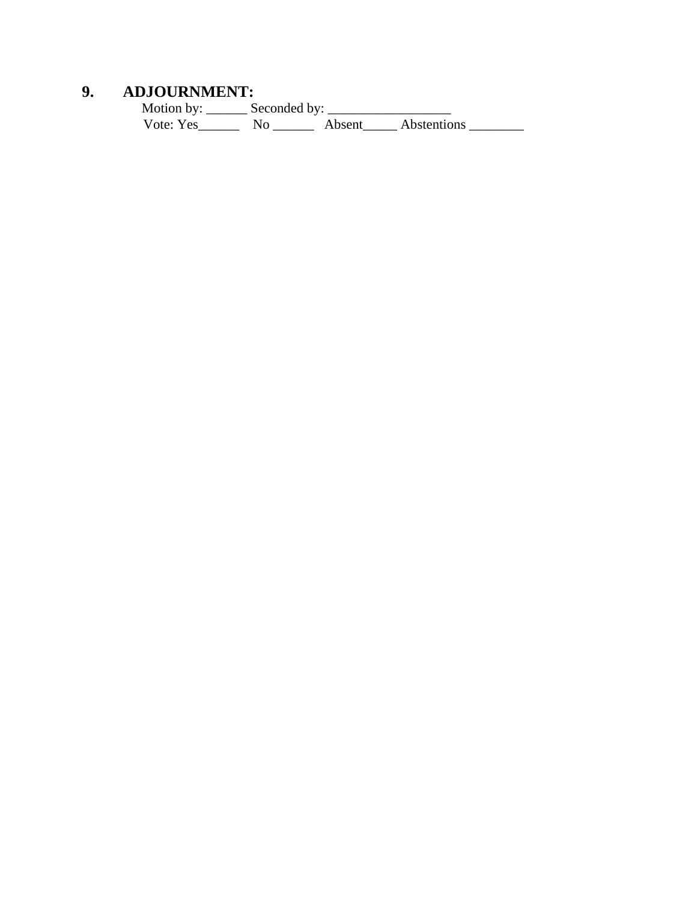## 9. ADJOURNMENT:

Motion by: ______ Seconded by: __________________

Vote: Yes______ No ______ Absent_____ Abstentions ________